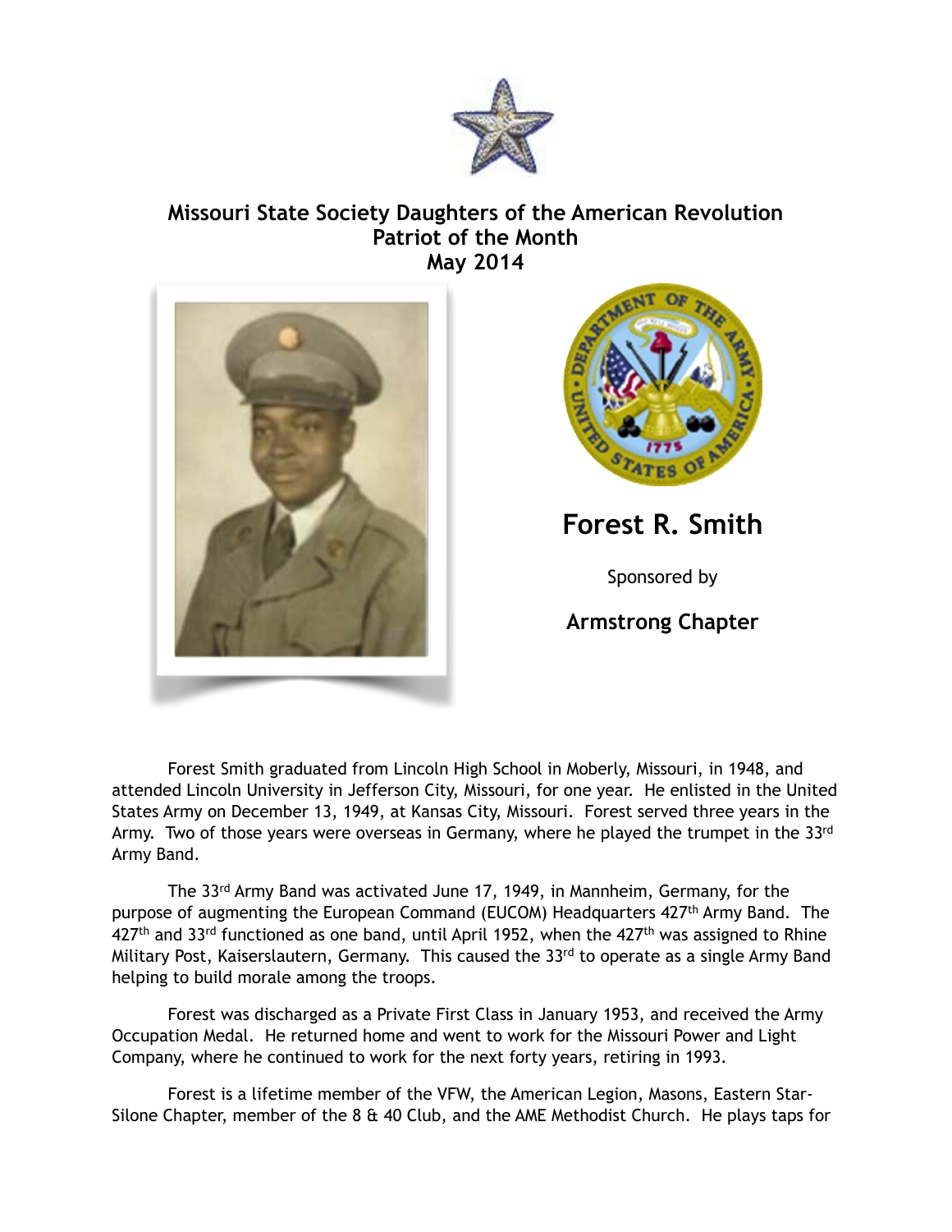**Missouri State Society Daughters of the American Revolution**
**Patriot of the Month**
**May 2014**

# Forest R. Smith

Sponsored by

**Armstrong Chapter**

Forest Smith graduated from Lincoln High School in Moberly, Missouri, in 1948, and attended Lincoln University in Jefferson City, Missouri, for one year. He enlisted in the United States Army on December 13, 1949, at Kansas City, Missouri. Forest served three years in the Army. Two of those years were overseas in Germany, where he played the trumpet in the 33rd Army Band.

The 33rd Army Band was activated June 17, 1949, in Mannheim, Germany, for the purpose of augmenting the European Command (EUCOM) Headquarters 427th Army Band. The 427th and 33rd functioned as one band, until April 1952, when the 427th was assigned to Rhine Military Post, Kaiserslautern, Germany. This caused the 33rd to operate as a single Army Band helping to build morale among the troops.

Forest was discharged as a Private First Class in January 1953, and received the Army Occupation Medal. He returned home and went to work for the Missouri Power and Light Company, where he continued to work for the next forty years, retiring in 1993.

Forest is a lifetime member of the VFW, the American Legion, Masons, Eastern Star-Silone Chapter, member of the 8 & 40 Club, and the AME Methodist Church. He plays taps for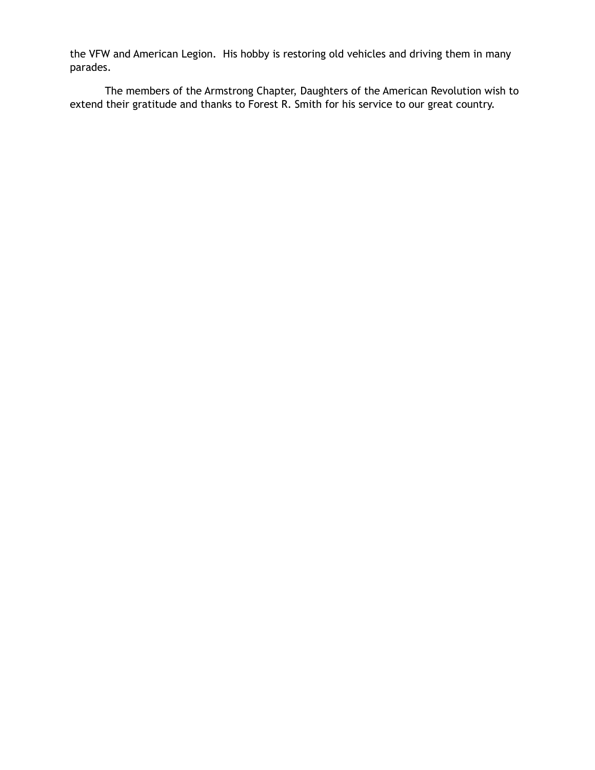the VFW and American Legion.  His hobby is restoring old vehicles and driving them in many parades.

The members of the Armstrong Chapter, Daughters of the American Revolution wish to extend their gratitude and thanks to Forest R. Smith for his service to our great country.